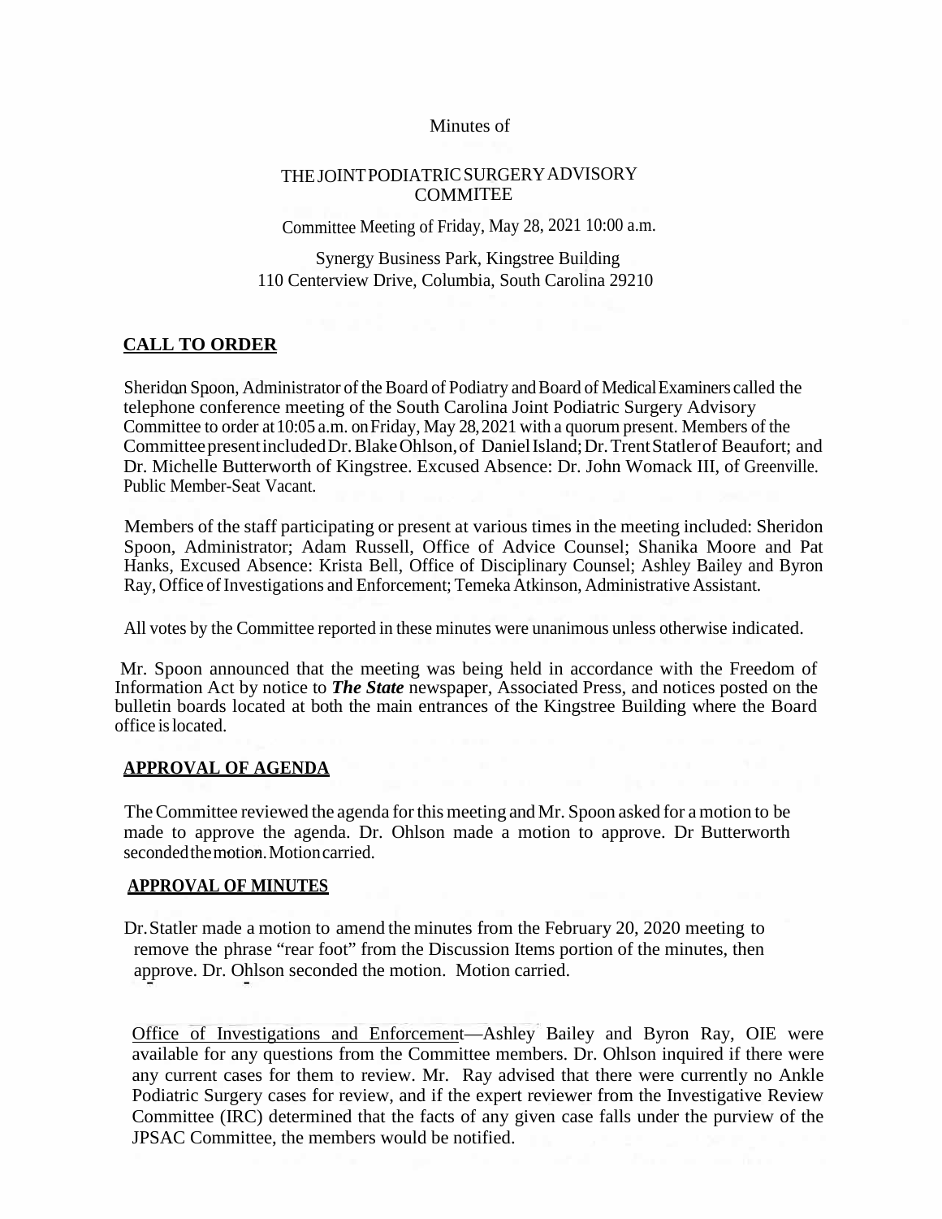Minutes of

THE JOINT PODIATRIC SURGERY ADVISORY COMMITEE

Committee Meeting of Friday, May 28, 2021 10:00 a.m.

Synergy Business Park, Kingstree Building
110 Centerview Drive, Columbia, South Carolina 29210

## CALL TO ORDER

Sheridon Spoon, Administrator of the Board of Podiatry and Board of Medical Examiners called the telephone conference meeting of the South Carolina Joint Podiatric Surgery Advisory Committee to order at 10:05 a.m. on Friday, May 28, 2021 with a quorum present. Members of the Committee present included Dr. Blake Ohlson, of Daniel Island; Dr. Trent Statler of Beaufort; and Dr. Michelle Butterworth of Kingstree. Excused Absence: Dr. John Womack III, of Greenville. Public Member-Seat Vacant.

Members of the staff participating or present at various times in the meeting included: Sheridon Spoon, Administrator; Adam Russell, Office of Advice Counsel; Shanika Moore and Pat Hanks, Excused Absence: Krista Bell, Office of Disciplinary Counsel; Ashley Bailey and Byron Ray, Office of Investigations and Enforcement; Temeka Atkinson, Administrative Assistant.

All votes by the Committee reported in these minutes were unanimous unless otherwise indicated.

Mr. Spoon announced that the meeting was being held in accordance with the Freedom of Information Act by notice to ***The State*** newspaper, Associated Press, and notices posted on the bulletin boards located at both the main entrances of the Kingstree Building where the Board office is located.

## APPROVAL OF AGENDA

The Committee reviewed the agenda for this meeting and Mr. Spoon asked for a motion to be made to approve the agenda. Dr. Ohlson made a motion to approve. Dr Butterworth seconded the motion. Motion carried.

## APPROVAL OF MINUTES

Dr. Statler made a motion to amend the minutes from the February 20, 2020 meeting to remove the phrase "rear foot" from the Discussion Items portion of the minutes, then approve. Dr. Ohlson seconded the motion. Motion carried.

Office of Investigations and Enforcement—Ashley Bailey and Byron Ray, OIE were available for any questions from the Committee members. Dr. Ohlson inquired if there were any current cases for them to review. Mr. Ray advised that there were currently no Ankle Podiatric Surgery cases for review, and if the expert reviewer from the Investigative Review Committee (IRC) determined that the facts of any given case falls under the purview of the JPSAC Committee, the members would be notified.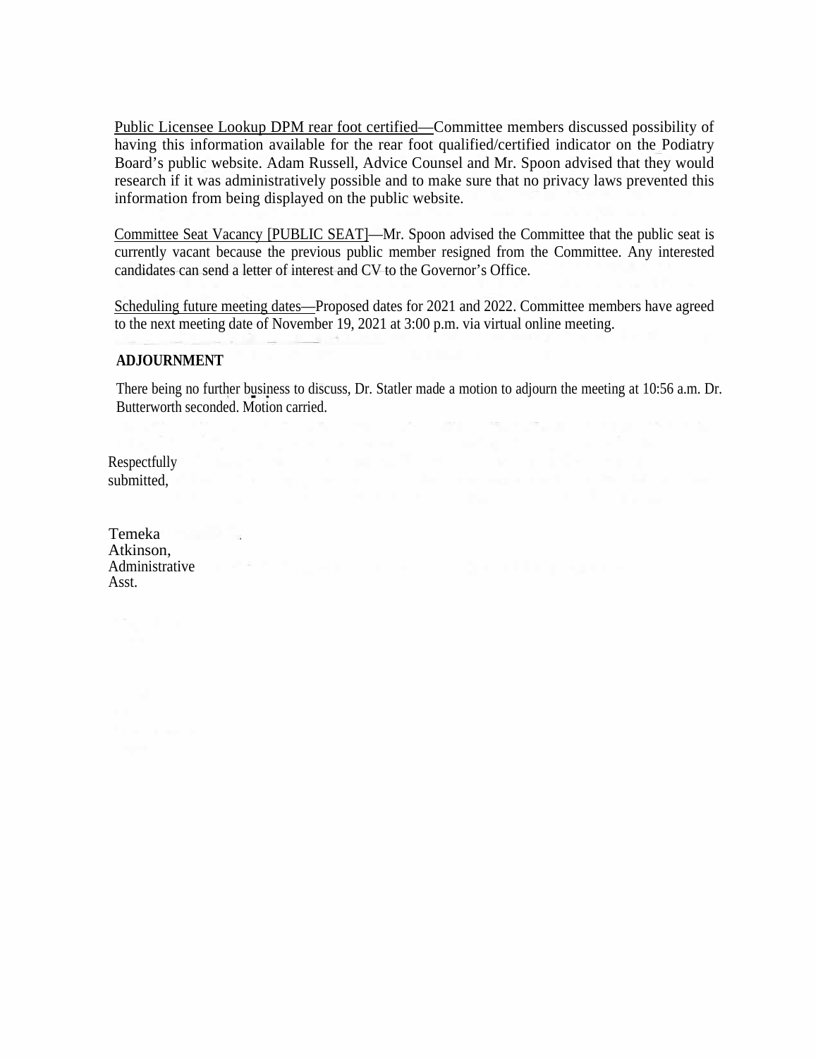Public Licensee Lookup DPM rear foot certified—Committee members discussed possibility of having this information available for the rear foot qualified/certified indicator on the Podiatry Board's public website. Adam Russell, Advice Counsel and Mr. Spoon advised that they would research if it was administratively possible and to make sure that no privacy laws prevented this information from being displayed on the public website.

Committee Seat Vacancy [PUBLIC SEAT]—Mr. Spoon advised the Committee that the public seat is currently vacant because the previous public member resigned from the Committee. Any interested candidates can send a letter of interest and CV to the Governor's Office.

Scheduling future meeting dates—Proposed dates for 2021 and 2022. Committee members have agreed to the next meeting date of November 19, 2021 at 3:00 p.m. via virtual online meeting.

**ADJOURNMENT**

There being no further business to discuss, Dr. Statler made a motion to adjourn the meeting at 10:56 a.m. Dr. Butterworth seconded. Motion carried.

Respectfully submitted,

Temeka Atkinson,
Administrative Asst.